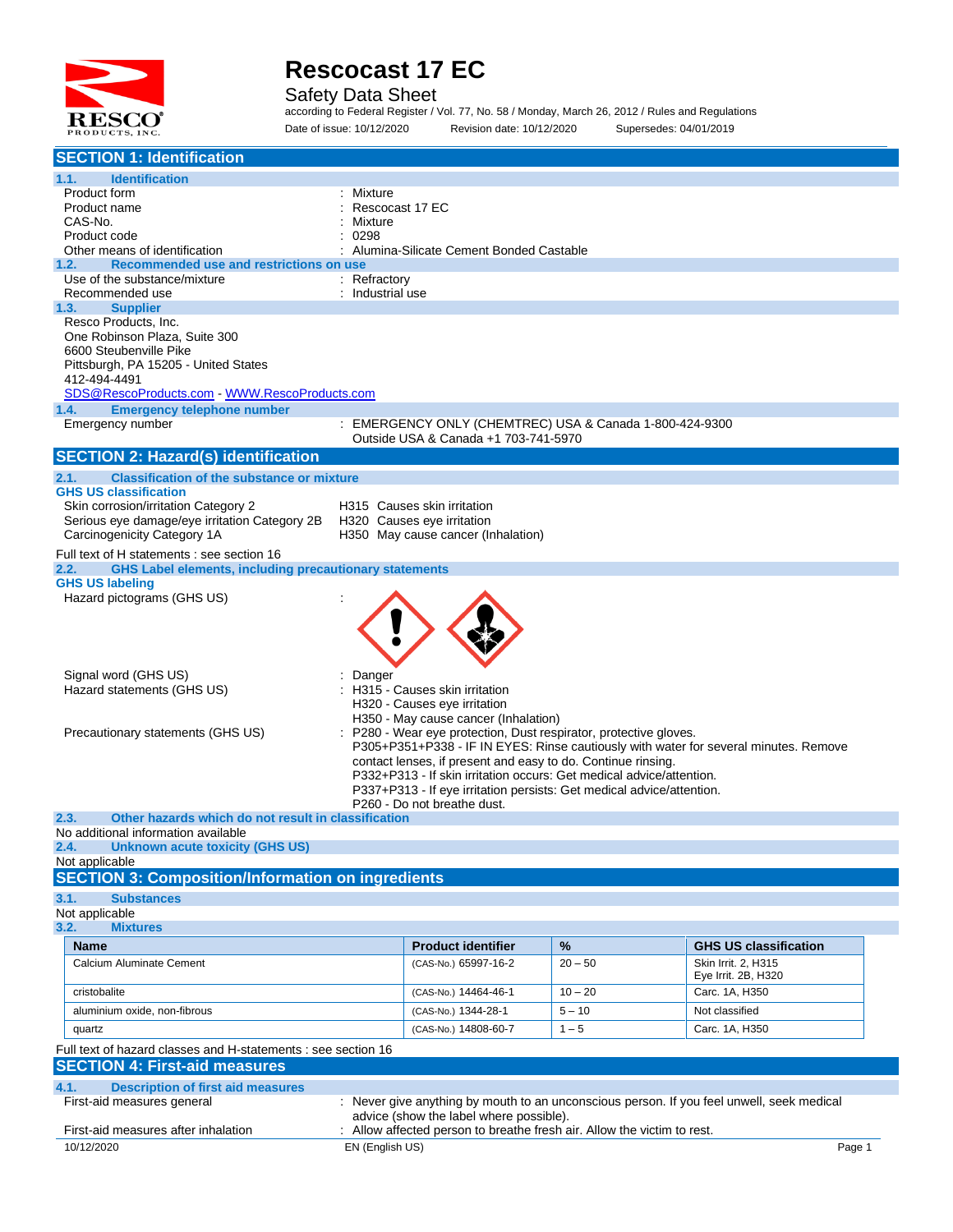# Rescocast 17 EC

Safety Data Sheet

according to Federal Register / Vol. 77, No. 58 / Monday, March 26, 2012 / Rules and Regulations

Date of issue: 10/12/2020 Revision date: 10/12/2020 Supersedes: 04/01/2019

## SECTION 1: Identification

### 1.1. Identification

Product form : Mixture
Product name : Rescocast 17 EC
CAS-No. : Mixture
Product code : 0298
Other means of identification : Alumina-Silicate Cement Bonded Castable

### 1.2. Recommended use and restrictions on use

Use of the substance/mixture : Refractory
Recommended use : Industrial use

### 1.3. Supplier

Resco Products, Inc.
One Robinson Plaza, Suite 300
6600 Steubenville Pike
Pittsburgh, PA 15205 - United States
412-494-4491
SDS@RescoProducts.com - WWW.RescoProducts.com

### 1.4. Emergency telephone number

Emergency number : EMERGENCY ONLY (CHEMTREC) USA & Canada 1-800-424-9300
Outside USA & Canada +1 703-741-5970

## SECTION 2: Hazard(s) identification

### 2.1. Classification of the substance or mixture

**GHS US classification**

Skin corrosion/irritation Category 2 — H315 Causes skin irritation
Serious eye damage/eye irritation Category 2B — H320 Causes eye irritation
Carcinogenicity Category 1A — H350 May cause cancer (Inhalation)

Full text of H statements : see section 16

### 2.2. GHS Label elements, including precautionary statements

**GHS US labeling**

Hazard pictograms (GHS US) :

Signal word (GHS US) : Danger

Hazard statements (GHS US) : H315 - Causes skin irritation
H320 - Causes eye irritation
H350 - May cause cancer (Inhalation)

Precautionary statements (GHS US) : P280 - Wear eye protection, Dust respirator, protective gloves.
P305+P351+P338 - IF IN EYES: Rinse cautiously with water for several minutes. Remove contact lenses, if present and easy to do. Continue rinsing.
P332+P313 - If skin irritation occurs: Get medical advice/attention.
P337+P313 - If eye irritation persists: Get medical advice/attention.
P260 - Do not breathe dust.

### 2.3. Other hazards which do not result in classification

No additional information available

### 2.4. Unknown acute toxicity (GHS US)

Not applicable

## SECTION 3: Composition/Information on ingredients

### 3.1. Substances

Not applicable

### 3.2. Mixtures

| Name | Product identifier | % | GHS US classification |
|---|---|---|---|
| Calcium Aluminate Cement | (CAS-No.) 65997-16-2 | 20 – 50 | Skin Irrit. 2, H315<br>Eye Irrit. 2B, H320 |
| cristobalite | (CAS-No.) 14464-46-1 | 10 – 20 | Carc. 1A, H350 |
| aluminium oxide, non-fibrous | (CAS-No.) 1344-28-1 | 5 – 10 | Not classified |
| quartz | (CAS-No.) 14808-60-7 | 1 – 5 | Carc. 1A, H350 |

Full text of hazard classes and H-statements : see section 16

## SECTION 4: First-aid measures

### 4.1. Description of first aid measures

First-aid measures general : Never give anything by mouth to an unconscious person. If you feel unwell, seek medical advice (show the label where possible).

First-aid measures after inhalation : Allow affected person to breathe fresh air. Allow the victim to rest.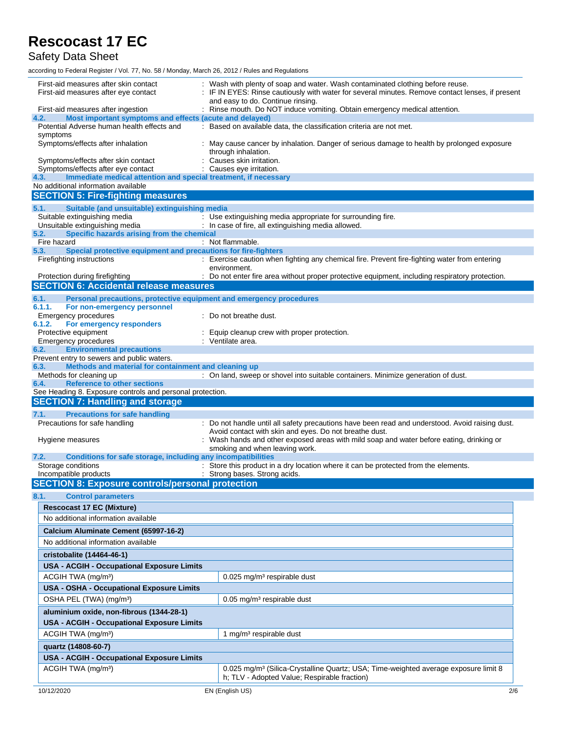First-aid measures after skin contact : Wash with plenty of soap and water. Wash contaminated clothing before reuse.

First-aid measures after eye contact : IF IN EYES: Rinse cautiously with water for several minutes. Remove contact lenses, if present and easy to do. Continue rinsing.

First-aid measures after ingestion : Rinse mouth. Do NOT induce vomiting. Obtain emergency medical attention.

### 4.2. Most important symptoms and effects (acute and delayed)

Potential Adverse human health effects and symptoms : Based on available data, the classification criteria are not met.

Symptoms/effects after inhalation : May cause cancer by inhalation. Danger of serious damage to health by prolonged exposure through inhalation.

Symptoms/effects after skin contact : Causes skin irritation.

Symptoms/effects after eye contact : Causes eye irritation.

### 4.3. Immediate medical attention and special treatment, if necessary

No additional information available

## SECTION 5: Fire-fighting measures

### 5.1. Suitable (and unsuitable) extinguishing media

Suitable extinguishing media : Use extinguishing media appropriate for surrounding fire.

Unsuitable extinguishing media : In case of fire, all extinguishing media allowed.

### 5.2. Specific hazards arising from the chemical

Fire hazard : Not flammable.

### 5.3. Special protective equipment and precautions for fire-fighters

Firefighting instructions : Exercise caution when fighting any chemical fire. Prevent fire-fighting water from entering environment.

Protection during firefighting : Do not enter fire area without proper protective equipment, including respiratory protection.

## SECTION 6: Accidental release measures

### 6.1. Personal precautions, protective equipment and emergency procedures

#### 6.1.1. For non-emergency personnel

Emergency procedures : Do not breathe dust.

#### 6.1.2. For emergency responders

Protective equipment : Equip cleanup crew with proper protection.

Emergency procedures : Ventilate area.

### 6.2. Environmental precautions

Prevent entry to sewers and public waters.

### 6.3. Methods and material for containment and cleaning up

Methods for cleaning up : On land, sweep or shovel into suitable containers. Minimize generation of dust.

### 6.4. Reference to other sections

See Heading 8. Exposure controls and personal protection.

## SECTION 7: Handling and storage

### 7.1. Precautions for safe handling

Precautions for safe handling : Do not handle until all safety precautions have been read and understood. Avoid raising dust. Avoid contact with skin and eyes. Do not breathe dust.

Hygiene measures : Wash hands and other exposed areas with mild soap and water before eating, drinking or smoking and when leaving work.

### 7.2. Conditions for safe storage, including any incompatibilities

Storage conditions : Store this product in a dry location where it can be protected from the elements.

Incompatible products : Strong bases. Strong acids.

## SECTION 8: Exposure controls/personal protection

### 8.1. Control parameters

| **Rescocast 17 EC (Mixture)** | |
|---|---|
| No additional information available | |
| **Calcium Aluminate Cement (65997-16-2)** | |
| No additional information available | |
| **cristobalite (14464-46-1)** | |
| **USA - ACGIH - Occupational Exposure Limits** | |
| ACGIH TWA (mg/m³) | 0.025 mg/m³ respirable dust |
| **USA - OSHA - Occupational Exposure Limits** | |
| OSHA PEL (TWA) (mg/m³) | 0.05 mg/m³ respirable dust |
| **aluminium oxide, non-fibrous (1344-28-1)** | |
| **USA - ACGIH - Occupational Exposure Limits** | |
| ACGIH TWA (mg/m³) | 1 mg/m³ respirable dust |
| **quartz (14808-60-7)** | |
| **USA - ACGIH - Occupational Exposure Limits** | |
| ACGIH TWA (mg/m³) | 0.025 mg/m³ (Silica-Crystalline Quartz; USA; Time-weighted average exposure limit 8 h; TLV - Adopted Value; Respirable fraction) |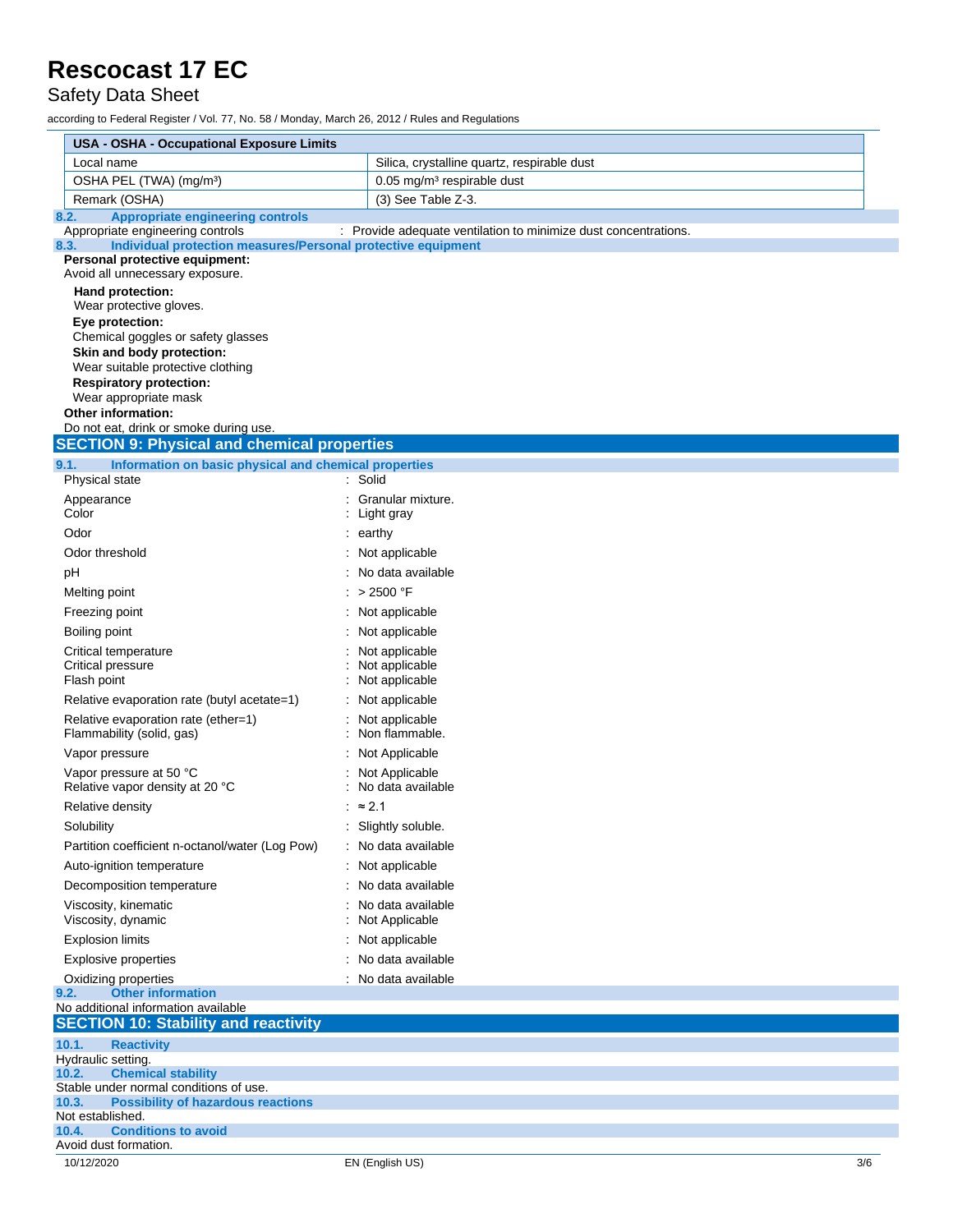| USA - OSHA - Occupational Exposure Limits | |
|---|---|
| Local name | Silica, crystalline quartz, respirable dust |
| OSHA PEL (TWA) (mg/m³) | 0.05 mg/m³ respirable dust |
| Remark (OSHA) | (3) See Table Z-3. |

### 8.2. Appropriate engineering controls

Appropriate engineering controls : Provide adequate ventilation to minimize dust concentrations.

### 8.3. Individual protection measures/Personal protective equipment

**Personal protective equipment:**
Avoid all unnecessary exposure.

**Hand protection:**
Wear protective gloves.

**Eye protection:**
Chemical goggles or safety glasses

**Skin and body protection:**
Wear suitable protective clothing

**Respiratory protection:**
Wear appropriate mask

**Other information:**
Do not eat, drink or smoke during use.

## SECTION 9: Physical and chemical properties

### 9.1. Information on basic physical and chemical properties

| Property | Value |
|---|---|
| Physical state | Solid |
| Appearance | Granular mixture. |
| Color | Light gray |
| Odor | earthy |
| Odor threshold | Not applicable |
| pH | No data available |
| Melting point | > 2500 °F |
| Freezing point | Not applicable |
| Boiling point | Not applicable |
| Critical temperature | Not applicable |
| Critical pressure | Not applicable |
| Flash point | Not applicable |
| Relative evaporation rate (butyl acetate=1) | Not applicable |
| Relative evaporation rate (ether=1) | Not applicable |
| Flammability (solid, gas) | Non flammable. |
| Vapor pressure | Not Applicable |
| Vapor pressure at 50 °C | Not Applicable |
| Relative vapor density at 20 °C | No data available |
| Relative density | ≈ 2.1 |
| Solubility | Slightly soluble. |
| Partition coefficient n-octanol/water (Log Pow) | No data available |
| Auto-ignition temperature | Not applicable |
| Decomposition temperature | No data available |
| Viscosity, kinematic | No data available |
| Viscosity, dynamic | Not Applicable |
| Explosion limits | Not applicable |
| Explosive properties | No data available |
| Oxidizing properties | No data available |

### 9.2. Other information

No additional information available

## SECTION 10: Stability and reactivity

### 10.1. Reactivity

Hydraulic setting.

### 10.2. Chemical stability

Stable under normal conditions of use.

### 10.3. Possibility of hazardous reactions

Not established.

### 10.4. Conditions to avoid

Avoid dust formation.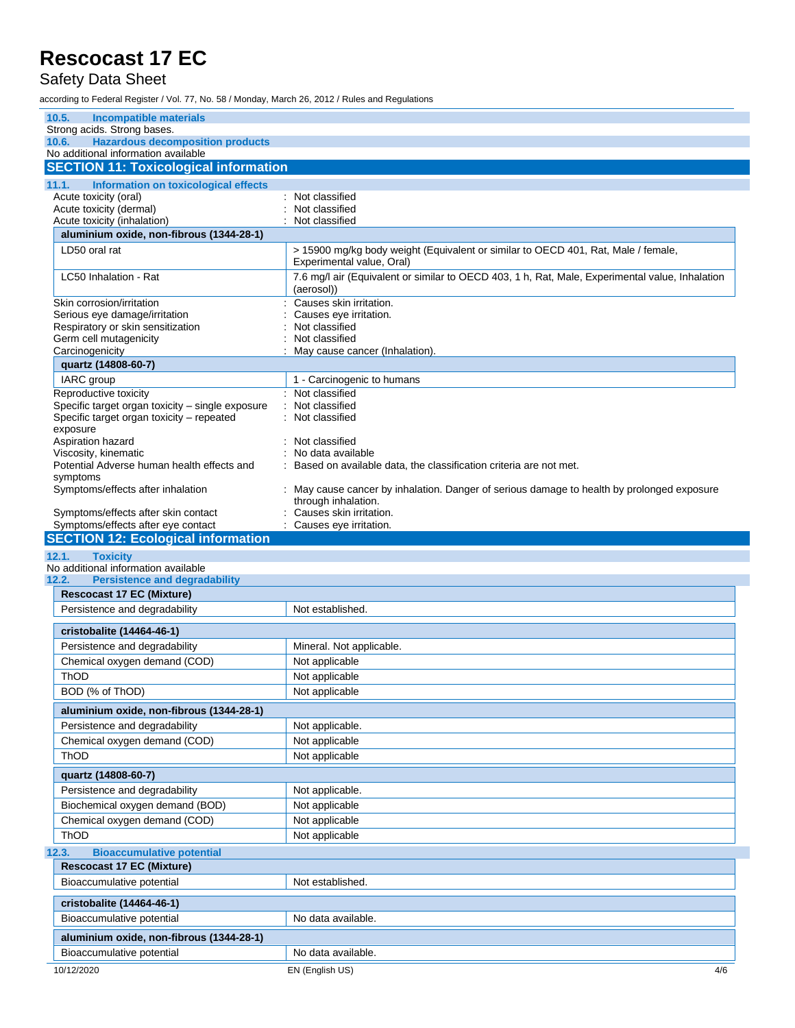### 10.5. Incompatible materials

Strong acids. Strong bases.

### 10.6. Hazardous decomposition products

No additional information available

## SECTION 11: Toxicological information

### 11.1. Information on toxicological effects

Acute toxicity (oral) : Not classified
Acute toxicity (dermal) : Not classified
Acute toxicity (inhalation) : Not classified

| aluminium oxide, non-fibrous (1344-28-1) | |
|---|---|
| LD50 oral rat | > 15900 mg/kg body weight (Equivalent or similar to OECD 401, Rat, Male / female, Experimental value, Oral) |
| LC50 Inhalation - Rat | 7.6 mg/l air (Equivalent or similar to OECD 403, 1 h, Rat, Male, Experimental value, Inhalation (aerosol)) |

Skin corrosion/irritation : Causes skin irritation.
Serious eye damage/irritation : Causes eye irritation.
Respiratory or skin sensitization : Not classified
Germ cell mutagenicity : Not classified
Carcinogenicity : May cause cancer (Inhalation).

| quartz (14808-60-7) | |
|---|---|
| IARC group | 1 - Carcinogenic to humans |

Reproductive toxicity : Not classified
Specific target organ toxicity – single exposure : Not classified
Specific target organ toxicity – repeated exposure : Not classified
Aspiration hazard : Not classified
Viscosity, kinematic : No data available
Potential Adverse human health effects and symptoms : Based on available data, the classification criteria are not met.
Symptoms/effects after inhalation : May cause cancer by inhalation. Danger of serious damage to health by prolonged exposure through inhalation.
Symptoms/effects after skin contact : Causes skin irritation.
Symptoms/effects after eye contact : Causes eye irritation.

## SECTION 12: Ecological information

### 12.1. Toxicity

No additional information available

### 12.2. Persistence and degradability

| Rescocast 17 EC (Mixture) | |
|---|---|
| Persistence and degradability | Not established. |

| cristobalite (14464-46-1) | |
|---|---|
| Persistence and degradability | Mineral. Not applicable. |
| Chemical oxygen demand (COD) | Not applicable |
| ThOD | Not applicable |
| BOD (% of ThOD) | Not applicable |

| aluminium oxide, non-fibrous (1344-28-1) | |
|---|---|
| Persistence and degradability | Not applicable. |
| Chemical oxygen demand (COD) | Not applicable |
| ThOD | Not applicable |

| quartz (14808-60-7) | |
|---|---|
| Persistence and degradability | Not applicable. |
| Biochemical oxygen demand (BOD) | Not applicable |
| Chemical oxygen demand (COD) | Not applicable |
| ThOD | Not applicable |

### 12.3. Bioaccumulative potential

| Rescocast 17 EC (Mixture) | |
|---|---|
| Bioaccumulative potential | Not established. |

| cristobalite (14464-46-1) | |
|---|---|
| Bioaccumulative potential | No data available. |

| aluminium oxide, non-fibrous (1344-28-1) | |
|---|---|
| Bioaccumulative potential | No data available. |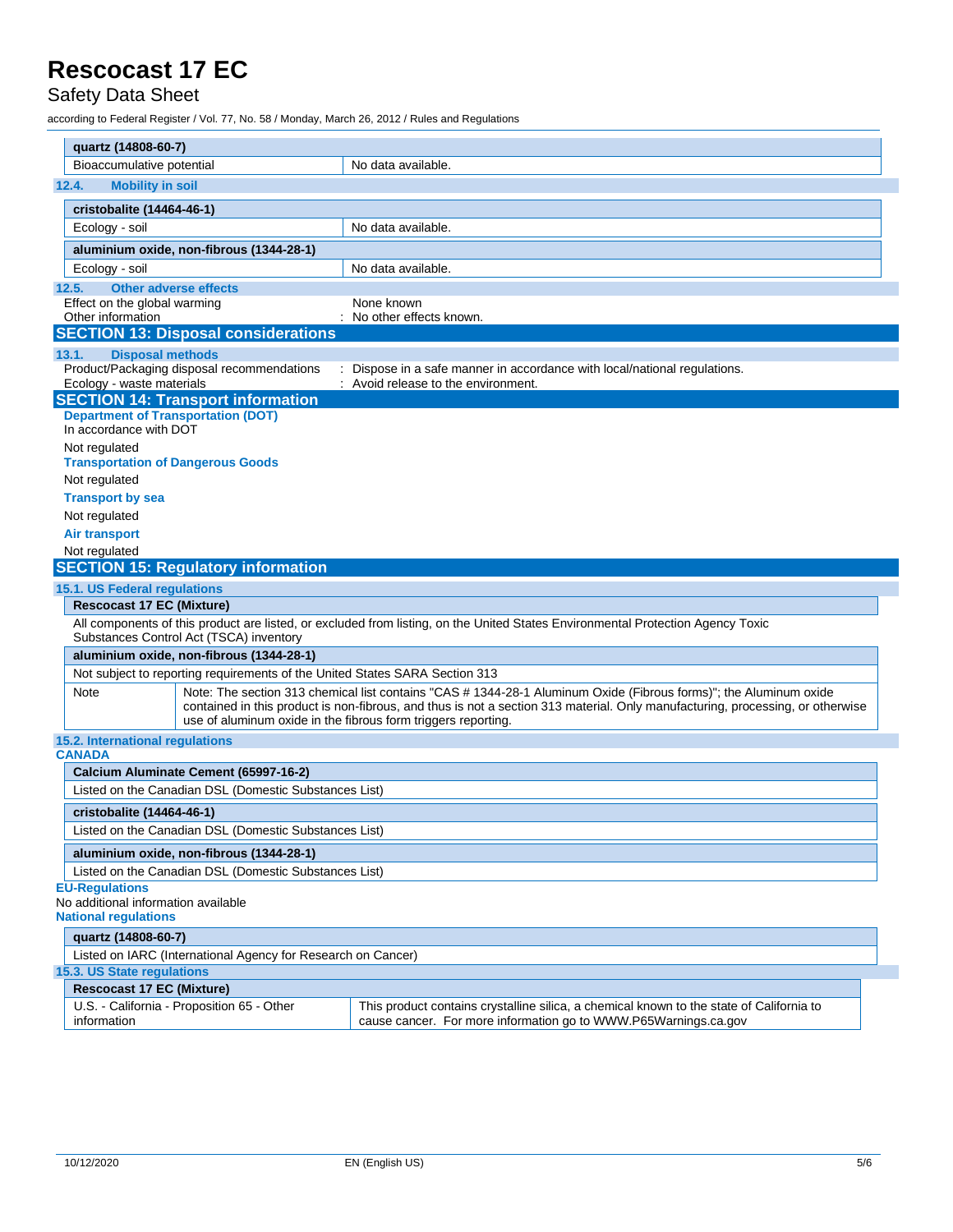| quartz (14808-60-7) | |
|---|---|
| Bioaccumulative potential | No data available. |

### 12.4. Mobility in soil

| cristobalite (14464-46-1) | |
|---|---|
| Ecology - soil | No data available. |

| aluminium oxide, non-fibrous (1344-28-1) | |
|---|---|
| Ecology - soil | No data available. |

### 12.5. Other adverse effects

Effect on the global warming : None known

Other information : No other effects known.

## SECTION 13: Disposal considerations

### 13.1. Disposal methods

Product/Packaging disposal recommendations : Dispose in a safe manner in accordance with local/national regulations.

Ecology - waste materials : Avoid release to the environment.

## SECTION 14: Transport information

**Department of Transportation (DOT)**

In accordance with DOT

Not regulated

**Transportation of Dangerous Goods**

Not regulated

**Transport by sea**

Not regulated

**Air transport**

Not regulated

## SECTION 15: Regulatory information

### 15.1. US Federal regulations

| Rescocast 17 EC (Mixture) |
|---|
| All components of this product are listed, or excluded from listing, on the United States Environmental Protection Agency Toxic Substances Control Act (TSCA) inventory |

| aluminium oxide, non-fibrous (1344-28-1) | |
|---|---|
| Not subject to reporting requirements of the United States SARA Section 313 | |
| Note | Note: The section 313 chemical list contains "CAS # 1344-28-1 Aluminum Oxide (Fibrous forms)"; the Aluminum oxide contained in this product is non-fibrous, and thus is not a section 313 material. Only manufacturing, processing, or otherwise use of aluminum oxide in the fibrous form triggers reporting. |

### 15.2. International regulations

**CANADA**

| Calcium Aluminate Cement (65997-16-2) |
|---|
| Listed on the Canadian DSL (Domestic Substances List) |

| cristobalite (14464-46-1) |
|---|
| Listed on the Canadian DSL (Domestic Substances List) |

| aluminium oxide, non-fibrous (1344-28-1) |
|---|
| Listed on the Canadian DSL (Domestic Substances List) |

**EU-Regulations**

No additional information available

**National regulations**

| quartz (14808-60-7) |
|---|
| Listed on IARC (International Agency for Research on Cancer) |

### 15.3. US State regulations

| Rescocast 17 EC (Mixture) | |
|---|---|
| U.S. - California - Proposition 65 - Other information | This product contains crystalline silica, a chemical known to the state of California to cause cancer. For more information go to WWW.P65Warnings.ca.gov |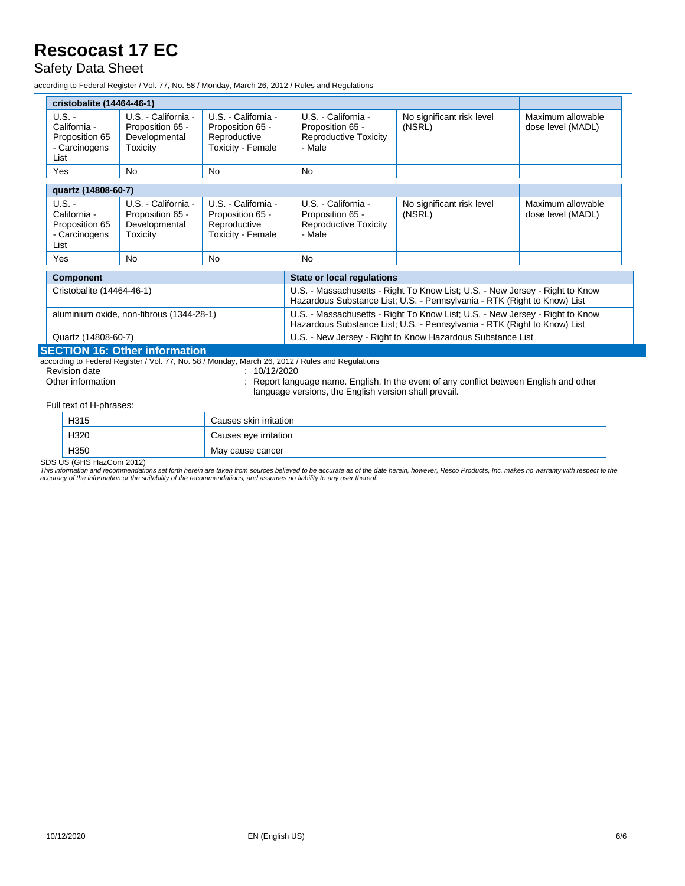| cristobalite (14464-46-1) | | | | | |
|---|---|---|---|---|---|
| U.S. - California - Proposition 65 - Carcinogens List | U.S. - California - Proposition 65 - Developmental Toxicity | U.S. - California - Proposition 65 - Reproductive Toxicity - Female | U.S. - California - Proposition 65 - Reproductive Toxicity - Male | No significant risk level (NSRL) | Maximum allowable dose level (MADL) |
| Yes | No | No | No | | |

| quartz (14808-60-7) | | | | | |
|---|---|---|---|---|---|
| U.S. - California - Proposition 65 - Carcinogens List | U.S. - California - Proposition 65 - Developmental Toxicity | U.S. - California - Proposition 65 - Reproductive Toxicity - Female | U.S. - California - Proposition 65 - Reproductive Toxicity - Male | No significant risk level (NSRL) | Maximum allowable dose level (MADL) |
| Yes | No | No | No | | |

| Component | State or local regulations |
|---|---|
| Cristobalite (14464-46-1) | U.S. - Massachusetts - Right To Know List; U.S. - New Jersey - Right to Know Hazardous Substance List; U.S. - Pennsylvania - RTK (Right to Know) List |
| aluminium oxide, non-fibrous (1344-28-1) | U.S. - Massachusetts - Right To Know List; U.S. - New Jersey - Right to Know Hazardous Substance List; U.S. - Pennsylvania - RTK (Right to Know) List |
| Quartz (14808-60-7) | U.S. - New Jersey - Right to Know Hazardous Substance List |

## SECTION 16: Other information

according to Federal Register / Vol. 77, No. 58 / Monday, March 26, 2012 / Rules and Regulations

Revision date : 10/12/2020

Other information : Report language name. English. In the event of any conflict between English and other language versions, the English version shall prevail.

Full text of H-phrases:

| | |
|---|---|
| H315 | Causes skin irritation |
| H320 | Causes eye irritation |
| H350 | May cause cancer |

SDS US (GHS HazCom 2012)

*This information and recommendations set forth herein are taken from sources believed to be accurate as of the date herein, however, Resco Products, Inc. makes no warranty with respect to the accuracy of the information or the suitability of the recommendations, and assumes no liability to any user thereof.*